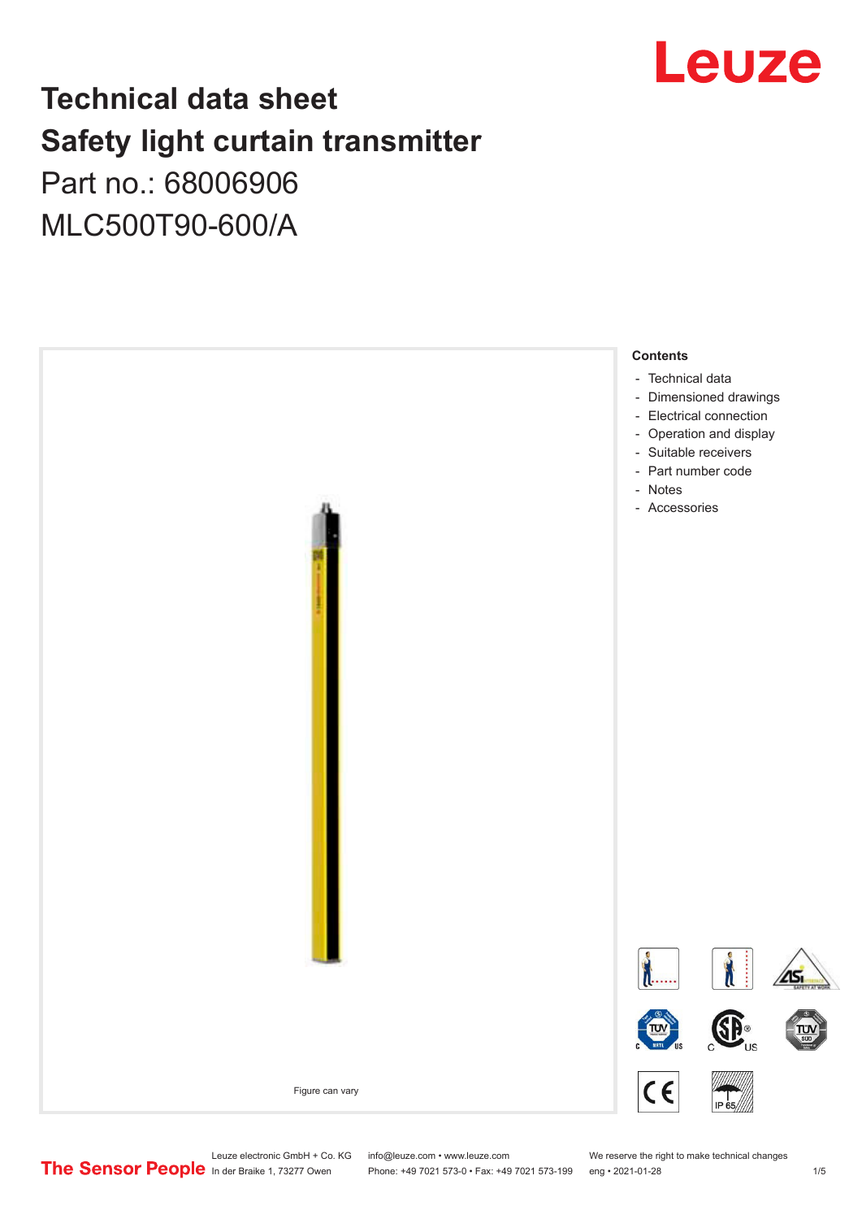# Technical data sheet
# Safety light curtain transmitter

## Part no.: 68006906

## MLC500T90-600/A

Figure can vary

**Contents**

- Technical data
- Dimensioned drawings
- Electrical connection
- Operation and display
- Suitable receivers
- Part number code
- Notes
- Accessories

Leuze electronic GmbH + Co. KG
In der Braike 1, 73277 Owen

info@leuze.com • www.leuze.com
Phone: +49 7021 573-0 • Fax: +49 7021 573-199

We reserve the right to make technical changes
eng • 2021-01-28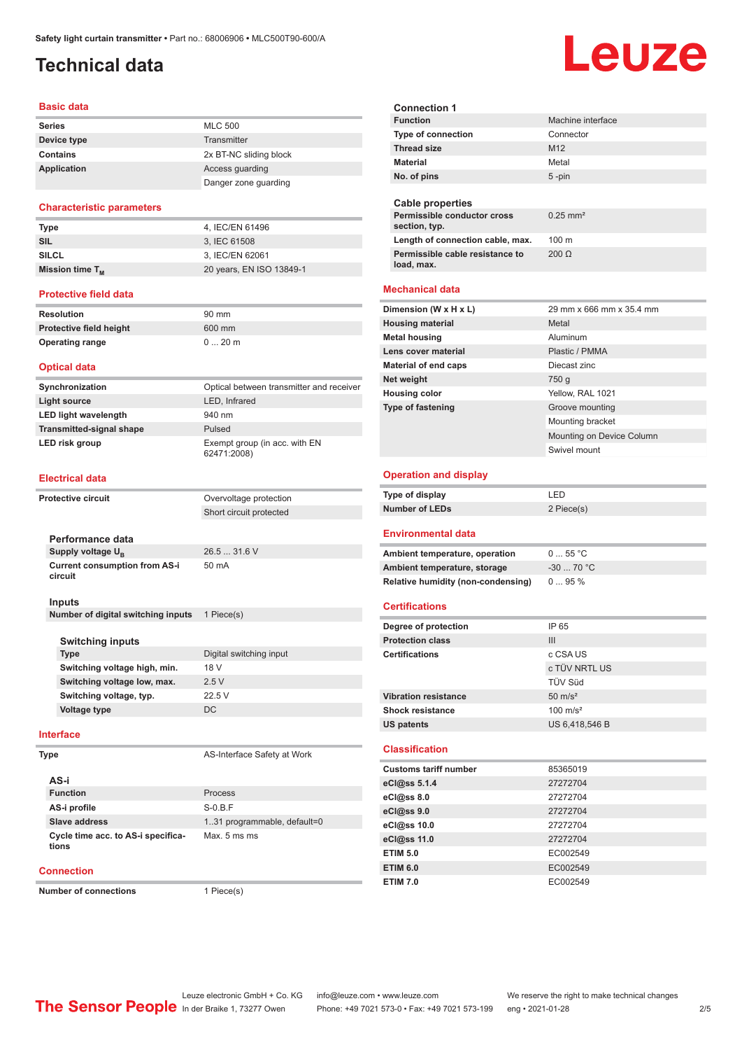# Technical data

## Basic data

| | |
|---|---|
| **Series** | MLC 500 |
| **Device type** | Transmitter |
| **Contains** | 2x BT-NC sliding block |
| **Application** | Access guarding |
| | Danger zone guarding |

## Characteristic parameters

| | |
|---|---|
| **Type** | 4, IEC/EN 61496 |
| **SIL** | 3, IEC 61508 |
| **SILCL** | 3, IEC/EN 62061 |
| **Mission time $T_M$** | 20 years, EN ISO 13849-1 |

## Protective field data

| | |
|---|---|
| **Resolution** | 90 mm |
| **Protective field height** | 600 mm |
| **Operating range** | 0 ... 20 m |

## Optical data

| | |
|---|---|
| **Synchronization** | Optical between transmitter and receiver |
| **Light source** | LED, Infrared |
| **LED light wavelength** | 940 nm |
| **Transmitted-signal shape** | Pulsed |
| **LED risk group** | Exempt group (in acc. with EN 62471:2008) |

## Electrical data

| | |
|---|---|
| **Protective circuit** | Overvoltage protection |
| | Short circuit protected |

### Performance data

| | |
|---|---|
| **Supply voltage $U_B$** | 26.5 ... 31.6 V |
| **Current consumption from AS-i circuit** | 50 mA |

### Inputs

| | |
|---|---|
| **Number of digital switching inputs** | 1 Piece(s) |

#### Switching inputs

| | |
|---|---|
| **Type** | Digital switching input |
| **Switching voltage high, min.** | 18 V |
| **Switching voltage low, max.** | 2.5 V |
| **Switching voltage, typ.** | 22.5 V |
| **Voltage type** | DC |

## Interface

| | |
|---|---|
| **Type** | AS-Interface Safety at Work |

### AS-i

| | |
|---|---|
| **Function** | Process |
| **AS-i profile** | S-0.B.F |
| **Slave address** | 1..31 programmable, default=0 |
| **Cycle time acc. to AS-i specifications** | Max. 5 ms ms |

## Connection

| | |
|---|---|
| **Number of connections** | 1 Piece(s) |

### Connection 1

| | |
|---|---|
| **Function** | Machine interface |
| **Type of connection** | Connector |
| **Thread size** | M12 |
| **Material** | Metal |
| **No. of pins** | 5 -pin |

### Cable properties

| | |
|---|---|
| **Permissible conductor cross section, typ.** | 0.25 mm² |
| **Length of connection cable, max.** | 100 m |
| **Permissible cable resistance to load, max.** | 200 Ω |

## Mechanical data

| | |
|---|---|
| **Dimension (W x H x L)** | 29 mm x 666 mm x 35.4 mm |
| **Housing material** | Metal |
| **Metal housing** | Aluminum |
| **Lens cover material** | Plastic / PMMA |
| **Material of end caps** | Diecast zinc |
| **Net weight** | 750 g |
| **Housing color** | Yellow, RAL 1021 |
| **Type of fastening** | Groove mounting |
| | Mounting bracket |
| | Mounting on Device Column |
| | Swivel mount |

## Operation and display

| | |
|---|---|
| **Type of display** | LED |
| **Number of LEDs** | 2 Piece(s) |

## Environmental data

| | |
|---|---|
| **Ambient temperature, operation** | 0 ... 55 °C |
| **Ambient temperature, storage** | -30 ... 70 °C |
| **Relative humidity (non-condensing)** | 0 ... 95 % |

## Certifications

| | |
|---|---|
| **Degree of protection** | IP 65 |
| **Protection class** | III |
| **Certifications** | c CSA US |
| | c TÜV NRTL US |
| | TÜV Süd |
| **Vibration resistance** | 50 m/s² |
| **Shock resistance** | 100 m/s² |
| **US patents** | US 6,418,546 B |

## Classification

| | |
|---|---|
| **Customs tariff number** | 85365019 |
| **eCl@ss 5.1.4** | 27272704 |
| **eCl@ss 8.0** | 27272704 |
| **eCl@ss 9.0** | 27272704 |
| **eCl@ss 10.0** | 27272704 |
| **eCl@ss 11.0** | 27272704 |
| **ETIM 5.0** | EC002549 |
| **ETIM 6.0** | EC002549 |
| **ETIM 7.0** | EC002549 |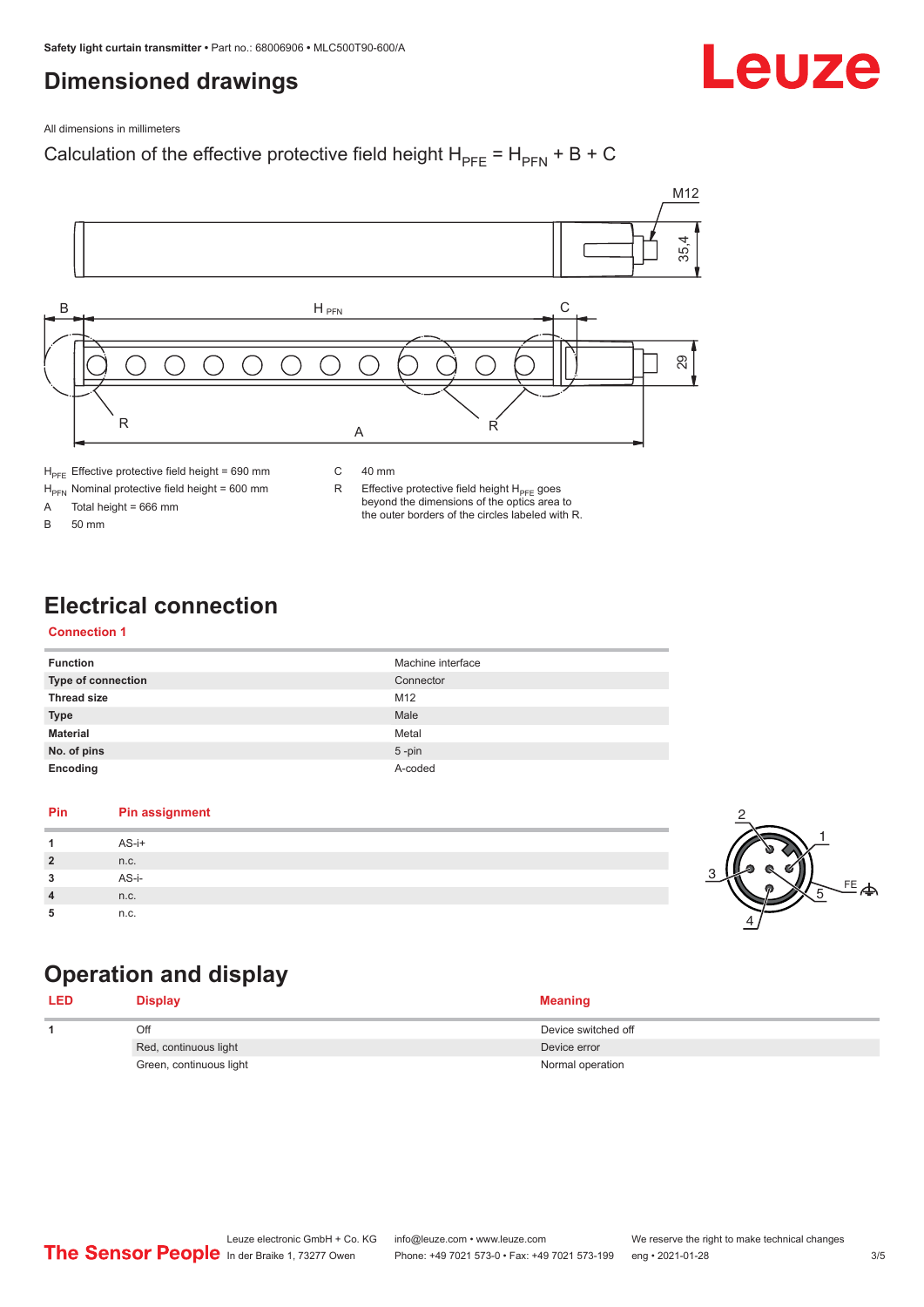# Dimensioned drawings

All dimensions in millimeters

Calculation of the effective protective field height $H_{PFE} = H_{PFN} + B + C$

$H_{PFE}$ Effective protective field height = 690 mm

$H_{PFN}$ Nominal protective field height = 600 mm

A Total height = 666 mm

B 50 mm

C 40 mm

R Effective protective field height $H_{PFE}$ goes beyond the dimensions of the optics area to the outer borders of the circles labeled with R.

# Electrical connection

## Connection 1

| | |
|---|---|
| **Function** | Machine interface |
| **Type of connection** | Connector |
| **Thread size** | M12 |
| **Type** | Male |
| **Material** | Metal |
| **No. of pins** | 5 -pin |
| **Encoding** | A-coded |

| Pin | Pin assignment |
|---|---|
| **1** | AS-i+ |
| **2** | n.c. |
| **3** | AS-i- |
| **4** | n.c. |
| **5** | n.c. |

# Operation and display

| LED | Display | Meaning |
|---|---|---|
| **1** | Off | Device switched off |
| | Red, continuous light | Device error |
| | Green, continuous light | Normal operation |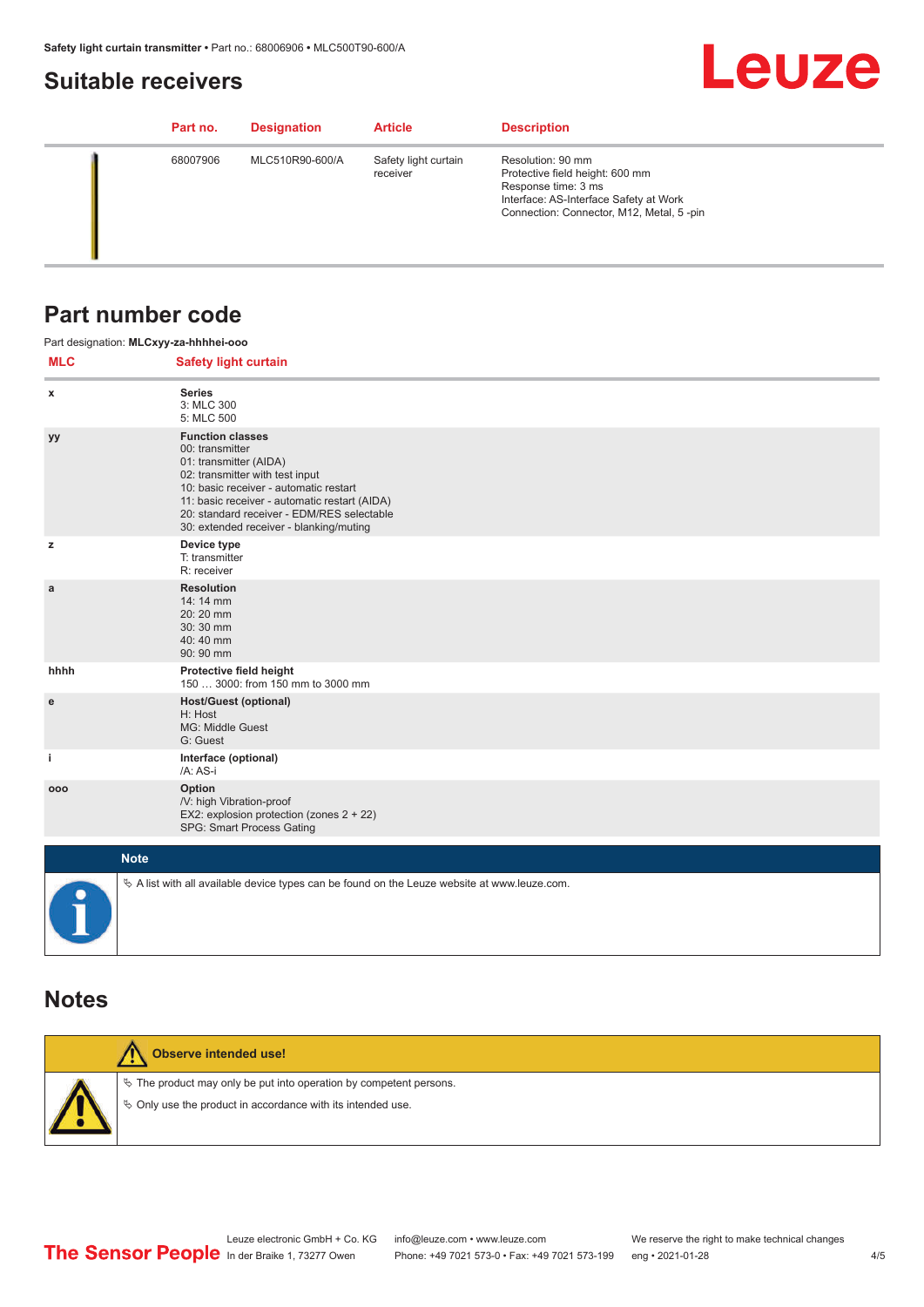## Suitable receivers

| Part no. | Designation | Article | Description |
|---|---|---|---|
| 68007906 | MLC510R90-600/A | Safety light curtain receiver | Resolution: 90 mm<br>Protective field height: 600 mm<br>Response time: 3 ms<br>Interface: AS-Interface Safety at Work<br>Connection: Connector, M12, Metal, 5 -pin |

## Part number code

Part designation: **MLCxyy-za-hhhhei-ooo**

| MLC | Safety light curtain |
|---|---|
| x | **Series**<br>3: MLC 300<br>5: MLC 500 |
| yy | **Function classes**<br>00: transmitter<br>01: transmitter (AIDA)<br>02: transmitter with test input<br>10: basic receiver - automatic restart<br>11: basic receiver - automatic restart (AIDA)<br>20: standard receiver - EDM/RES selectable<br>30: extended receiver - blanking/muting |
| z | **Device type**<br>T: transmitter<br>R: receiver |
| a | **Resolution**<br>14: 14 mm<br>20: 20 mm<br>30: 30 mm<br>40: 40 mm<br>90: 90 mm |
| hhhh | **Protective field height**<br>150 … 3000: from 150 mm to 3000 mm |
| e | **Host/Guest (optional)**<br>H: Host<br>MG: Middle Guest<br>G: Guest |
| i | **Interface (optional)**<br>/A: AS-i |
| ooo | **Option**<br>/V: high Vibration-proof<br>EX2: explosion protection (zones 2 + 22)<br>SPG: Smart Process Gating |

**Note**

↳ A list with all available device types can be found on the Leuze website at www.leuze.com.

## Notes

**Observe intended use!**

↳ The product may only be put into operation by competent persons.

↳ Only use the product in accordance with its intended use.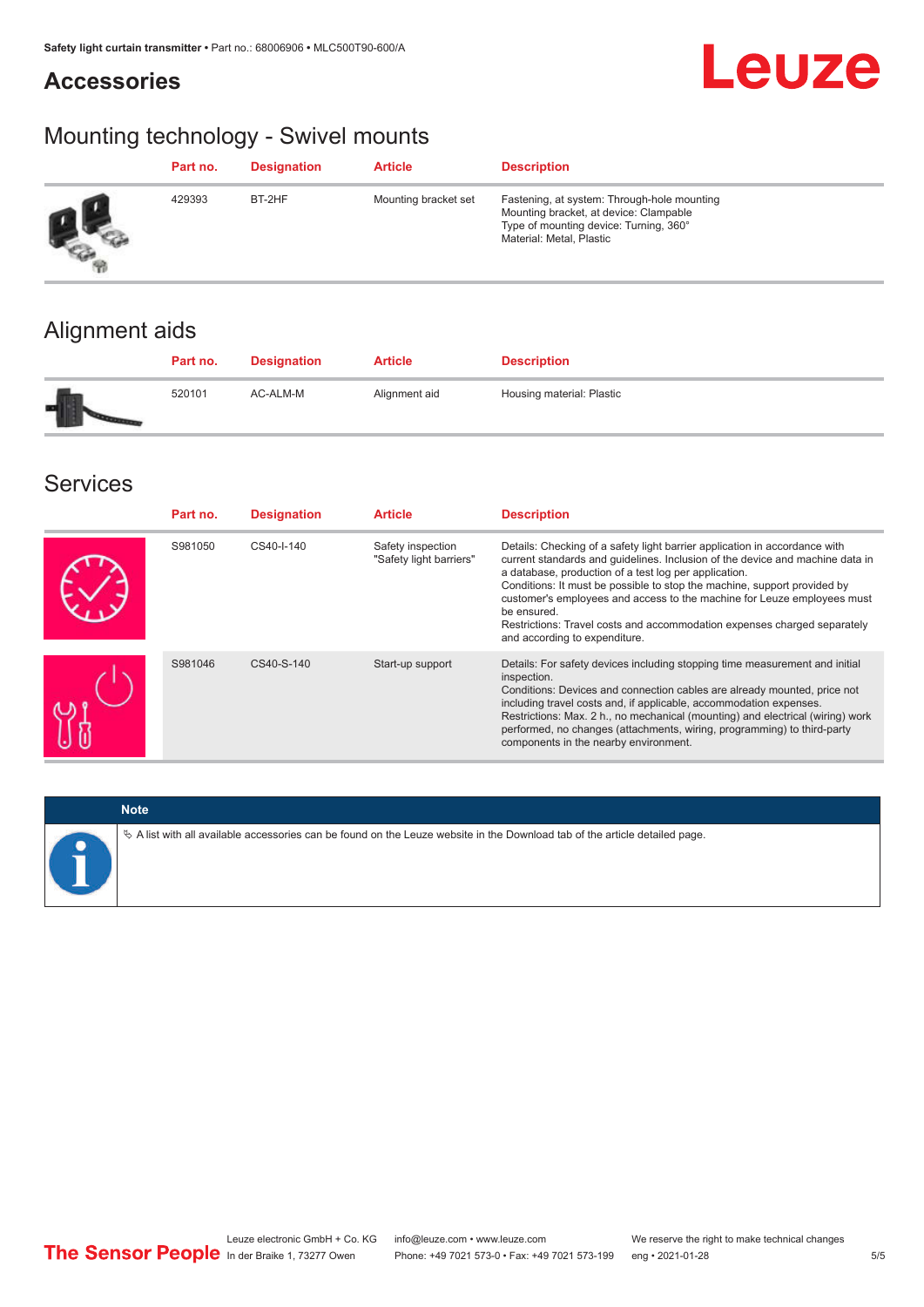## Accessories

### Mounting technology - Swivel mounts

| | Part no. | Designation | Article | Description |
|---|---|---|---|---|
| | 429393 | BT-2HF | Mounting bracket set | Fastening, at system: Through-hole mounting<br>Mounting bracket, at device: Clampable<br>Type of mounting device: Turning, 360°<br>Material: Metal, Plastic |

### Alignment aids

| | Part no. | Designation | Article | Description |
|---|---|---|---|---|
| | 520101 | AC-ALM-M | Alignment aid | Housing material: Plastic |

### Services

| | Part no. | Designation | Article | Description |
|---|---|---|---|---|
| | S981050 | CS40-I-140 | Safety inspection "Safety light barriers" | Details: Checking of a safety light barrier application in accordance with current standards and guidelines. Inclusion of the device and machine data in a database, production of a test log per application.<br>Conditions: It must be possible to stop the machine, support provided by customer's employees and access to the machine for Leuze employees must be ensured.<br>Restrictions: Travel costs and accommodation expenses charged separately and according to expenditure. |
| | S981046 | CS40-S-140 | Start-up support | Details: For safety devices including stopping time measurement and initial inspection.<br>Conditions: Devices and connection cables are already mounted, price not including travel costs and, if applicable, accommodation expenses.<br>Restrictions: Max. 2 h., no mechanical (mounting) and electrical (wiring) work performed, no changes (attachments, wiring, programming) to third-party components in the nearby environment. |

**Note**

✎ A list with all available accessories can be found on the Leuze website in the Download tab of the article detailed page.